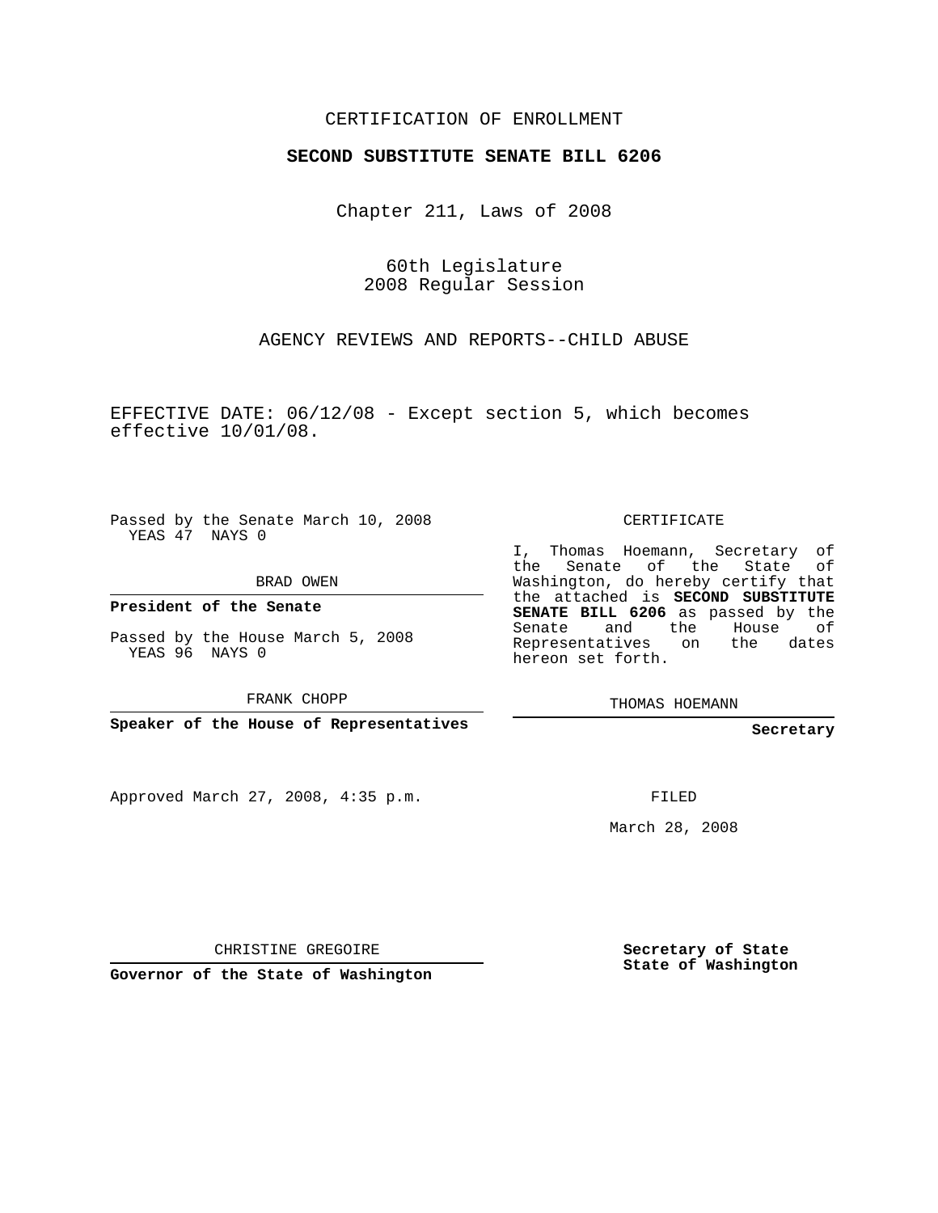CERTIFICATION OF ENROLLMENT

**SECOND SUBSTITUTE SENATE BILL 6206**

Chapter 211, Laws of 2008

60th Legislature
2008 Regular Session

AGENCY REVIEWS AND REPORTS--CHILD ABUSE

EFFECTIVE DATE: 06/12/08 - Except section 5, which becomes effective 10/01/08.

Passed by the Senate March 10, 2008
YEAS 47 NAYS 0

BRAD OWEN

**President of the Senate**

Passed by the House March 5, 2008
YEAS 96 NAYS 0

FRANK CHOPP

**Speaker of the House of Representatives**

CERTIFICATE

I, Thomas Hoemann, Secretary of the Senate of the State of Washington, do hereby certify that the attached is **SECOND SUBSTITUTE SENATE BILL 6206** as passed by the Senate and the House of Representatives on the dates hereon set forth.

THOMAS HOEMANN

**Secretary**

Approved March 27, 2008, 4:35 p.m.

FILED

March 28, 2008

CHRISTINE GREGOIRE

**Governor of the State of Washington**

**Secretary of State**
**State of Washington**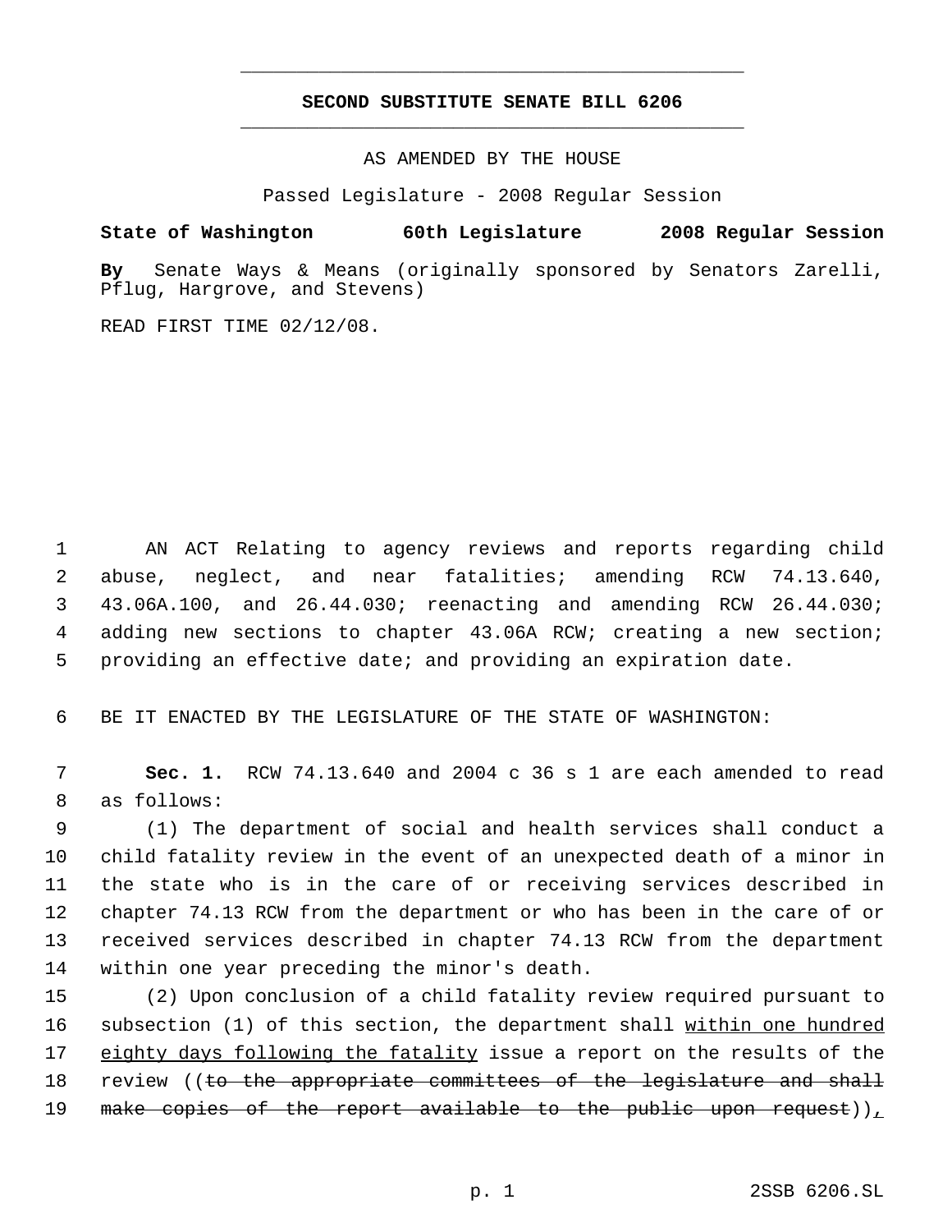# SECOND SUBSTITUTE SENATE BILL 6206

AS AMENDED BY THE HOUSE

Passed Legislature - 2008 Regular Session

**State of Washington 60th Legislature 2008 Regular Session**

**By** Senate Ways & Means (originally sponsored by Senators Zarelli, Pflug, Hargrove, and Stevens)

READ FIRST TIME 02/12/08.

1 AN ACT Relating to agency reviews and reports regarding child
2 abuse, neglect, and near fatalities; amending RCW 74.13.640,
3 43.06A.100, and 26.44.030; reenacting and amending RCW 26.44.030;
4 adding new sections to chapter 43.06A RCW; creating a new section;
5 providing an effective date; and providing an expiration date.

6 BE IT ENACTED BY THE LEGISLATURE OF THE STATE OF WASHINGTON:

7 **Sec. 1.** RCW 74.13.640 and 2004 c 36 s 1 are each amended to read
8 as follows:

9 (1) The department of social and health services shall conduct a
10 child fatality review in the event of an unexpected death of a minor in
11 the state who is in the care of or receiving services described in
12 chapter 74.13 RCW from the department or who has been in the care of or
13 received services described in chapter 74.13 RCW from the department
14 within one year preceding the minor's death.

15 (2) Upon conclusion of a child fatality review required pursuant to
16 subsection (1) of this section, the department shall within one hundred
17 eighty days following the fatality issue a report on the results of the
18 review ((to the appropriate committees of the legislature and shall
19 make copies of the report available to the public upon request)),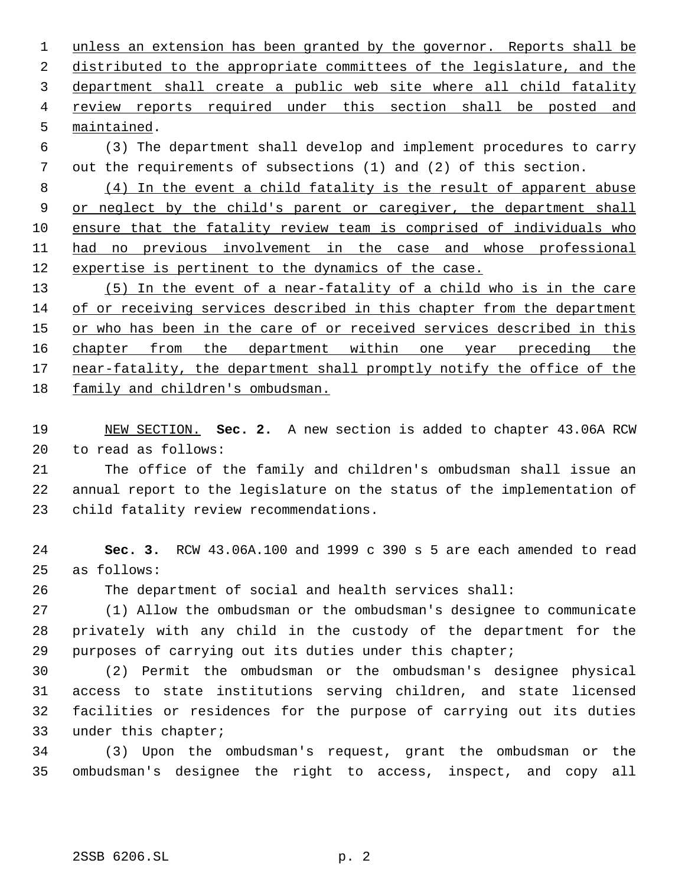unless an extension has been granted by the governor. Reports shall be distributed to the appropriate committees of the legislature, and the department shall create a public web site where all child fatality review reports required under this section shall be posted and maintained.

(3) The department shall develop and implement procedures to carry out the requirements of subsections (1) and (2) of this section.

(4) In the event a child fatality is the result of apparent abuse or neglect by the child's parent or caregiver, the department shall ensure that the fatality review team is comprised of individuals who had no previous involvement in the case and whose professional expertise is pertinent to the dynamics of the case.

(5) In the event of a near-fatality of a child who is in the care of or receiving services described in this chapter from the department or who has been in the care of or received services described in this chapter from the department within one year preceding the near-fatality, the department shall promptly notify the office of the family and children's ombudsman.

NEW SECTION. **Sec. 2.** A new section is added to chapter 43.06A RCW to read as follows:

The office of the family and children's ombudsman shall issue an annual report to the legislature on the status of the implementation of child fatality review recommendations.

**Sec. 3.** RCW 43.06A.100 and 1999 c 390 s 5 are each amended to read as follows:

The department of social and health services shall:

(1) Allow the ombudsman or the ombudsman's designee to communicate privately with any child in the custody of the department for the purposes of carrying out its duties under this chapter;

(2) Permit the ombudsman or the ombudsman's designee physical access to state institutions serving children, and state licensed facilities or residences for the purpose of carrying out its duties under this chapter;

(3) Upon the ombudsman's request, grant the ombudsman or the ombudsman's designee the right to access, inspect, and copy all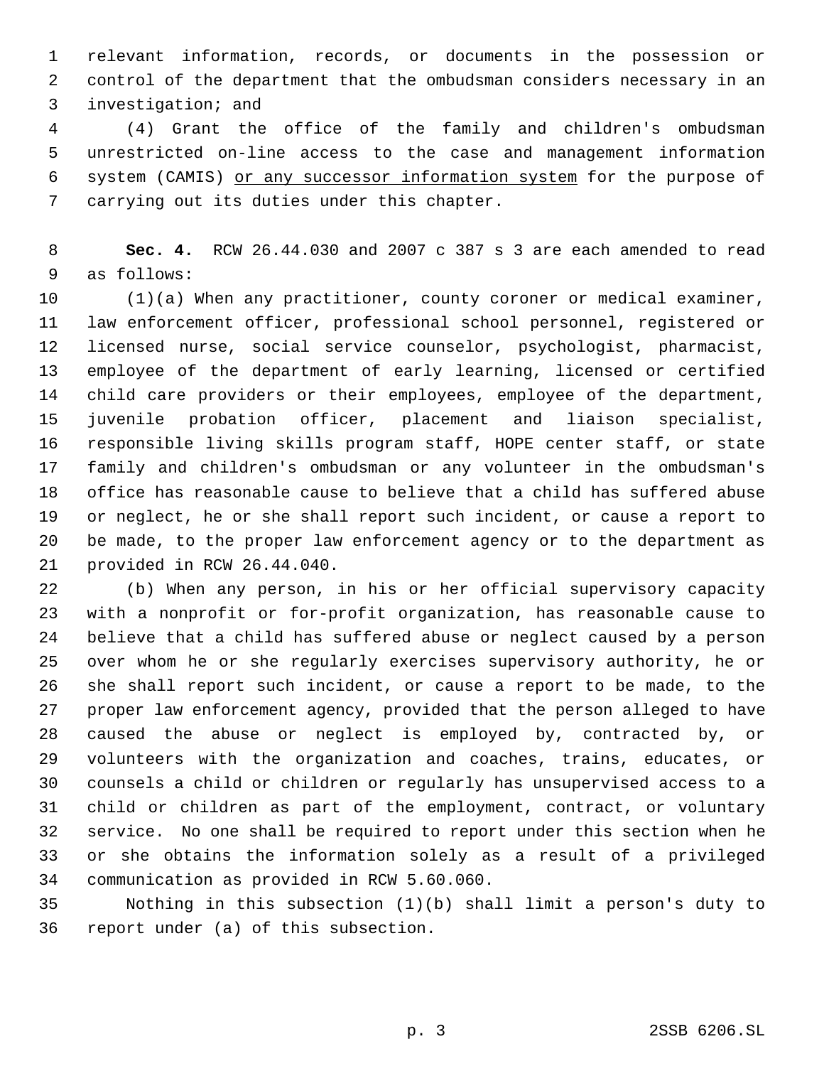relevant information, records, or documents in the possession or control of the department that the ombudsman considers necessary in an investigation; and

(4) Grant the office of the family and children's ombudsman unrestricted on-line access to the case and management information system (CAMIS) <u>or any successor information system</u> for the purpose of carrying out its duties under this chapter.

**Sec. 4.** RCW 26.44.030 and 2007 c 387 s 3 are each amended to read as follows:

(1)(a) When any practitioner, county coroner or medical examiner, law enforcement officer, professional school personnel, registered or licensed nurse, social service counselor, psychologist, pharmacist, employee of the department of early learning, licensed or certified child care providers or their employees, employee of the department, juvenile probation officer, placement and liaison specialist, responsible living skills program staff, HOPE center staff, or state family and children's ombudsman or any volunteer in the ombudsman's office has reasonable cause to believe that a child has suffered abuse or neglect, he or she shall report such incident, or cause a report to be made, to the proper law enforcement agency or to the department as provided in RCW 26.44.040.

(b) When any person, in his or her official supervisory capacity with a nonprofit or for-profit organization, has reasonable cause to believe that a child has suffered abuse or neglect caused by a person over whom he or she regularly exercises supervisory authority, he or she shall report such incident, or cause a report to be made, to the proper law enforcement agency, provided that the person alleged to have caused the abuse or neglect is employed by, contracted by, or volunteers with the organization and coaches, trains, educates, or counsels a child or children or regularly has unsupervised access to a child or children as part of the employment, contract, or voluntary service. No one shall be required to report under this section when he or she obtains the information solely as a result of a privileged communication as provided in RCW 5.60.060.

Nothing in this subsection (1)(b) shall limit a person's duty to report under (a) of this subsection.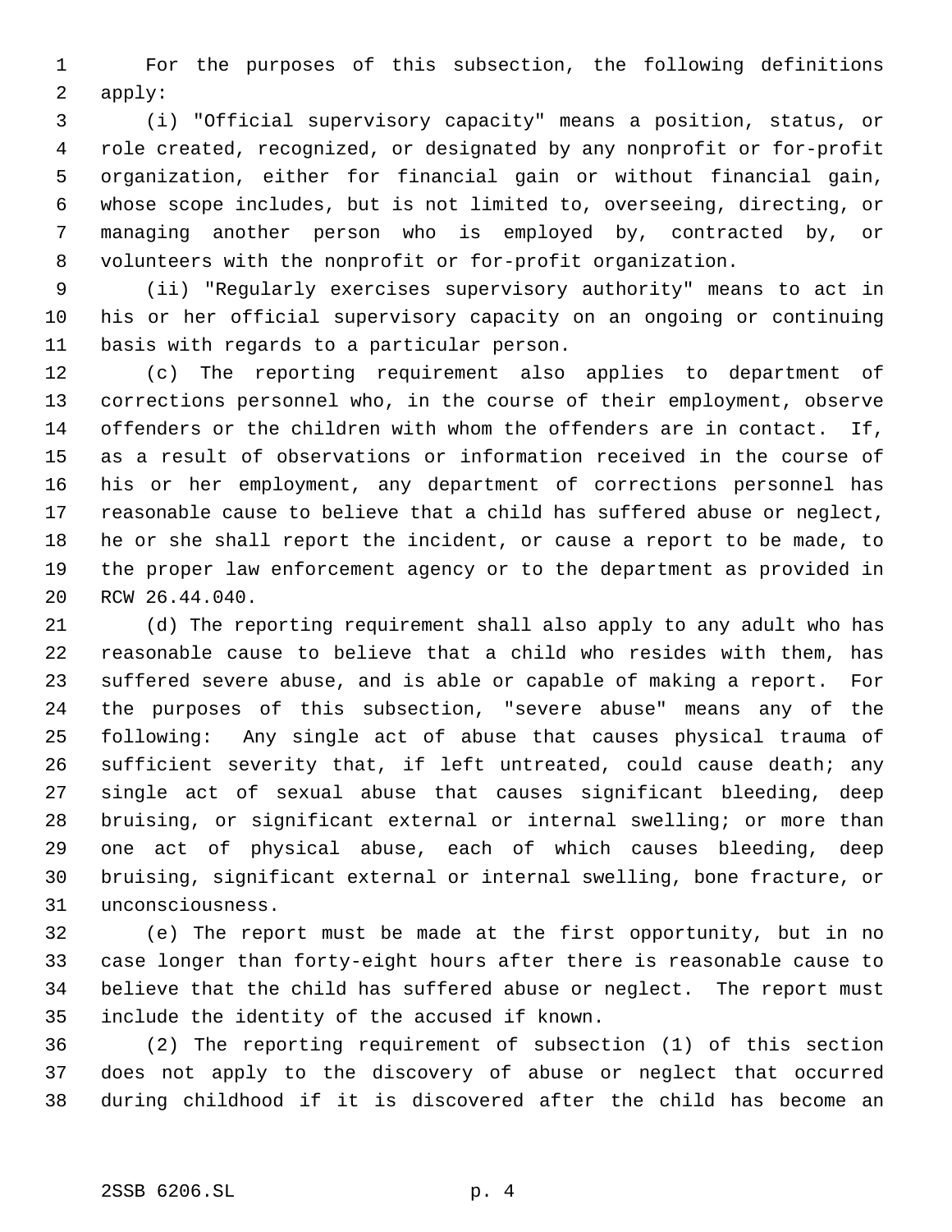For the purposes of this subsection, the following definitions apply:

(i) "Official supervisory capacity" means a position, status, or role created, recognized, or designated by any nonprofit or for-profit organization, either for financial gain or without financial gain, whose scope includes, but is not limited to, overseeing, directing, or managing another person who is employed by, contracted by, or volunteers with the nonprofit or for-profit organization.

(ii) "Regularly exercises supervisory authority" means to act in his or her official supervisory capacity on an ongoing or continuing basis with regards to a particular person.

(c) The reporting requirement also applies to department of corrections personnel who, in the course of their employment, observe offenders or the children with whom the offenders are in contact. If, as a result of observations or information received in the course of his or her employment, any department of corrections personnel has reasonable cause to believe that a child has suffered abuse or neglect, he or she shall report the incident, or cause a report to be made, to the proper law enforcement agency or to the department as provided in RCW 26.44.040.

(d) The reporting requirement shall also apply to any adult who has reasonable cause to believe that a child who resides with them, has suffered severe abuse, and is able or capable of making a report. For the purposes of this subsection, "severe abuse" means any of the following: Any single act of abuse that causes physical trauma of sufficient severity that, if left untreated, could cause death; any single act of sexual abuse that causes significant bleeding, deep bruising, or significant external or internal swelling; or more than one act of physical abuse, each of which causes bleeding, deep bruising, significant external or internal swelling, bone fracture, or unconsciousness.

(e) The report must be made at the first opportunity, but in no case longer than forty-eight hours after there is reasonable cause to believe that the child has suffered abuse or neglect. The report must include the identity of the accused if known.

(2) The reporting requirement of subsection (1) of this section does not apply to the discovery of abuse or neglect that occurred during childhood if it is discovered after the child has become an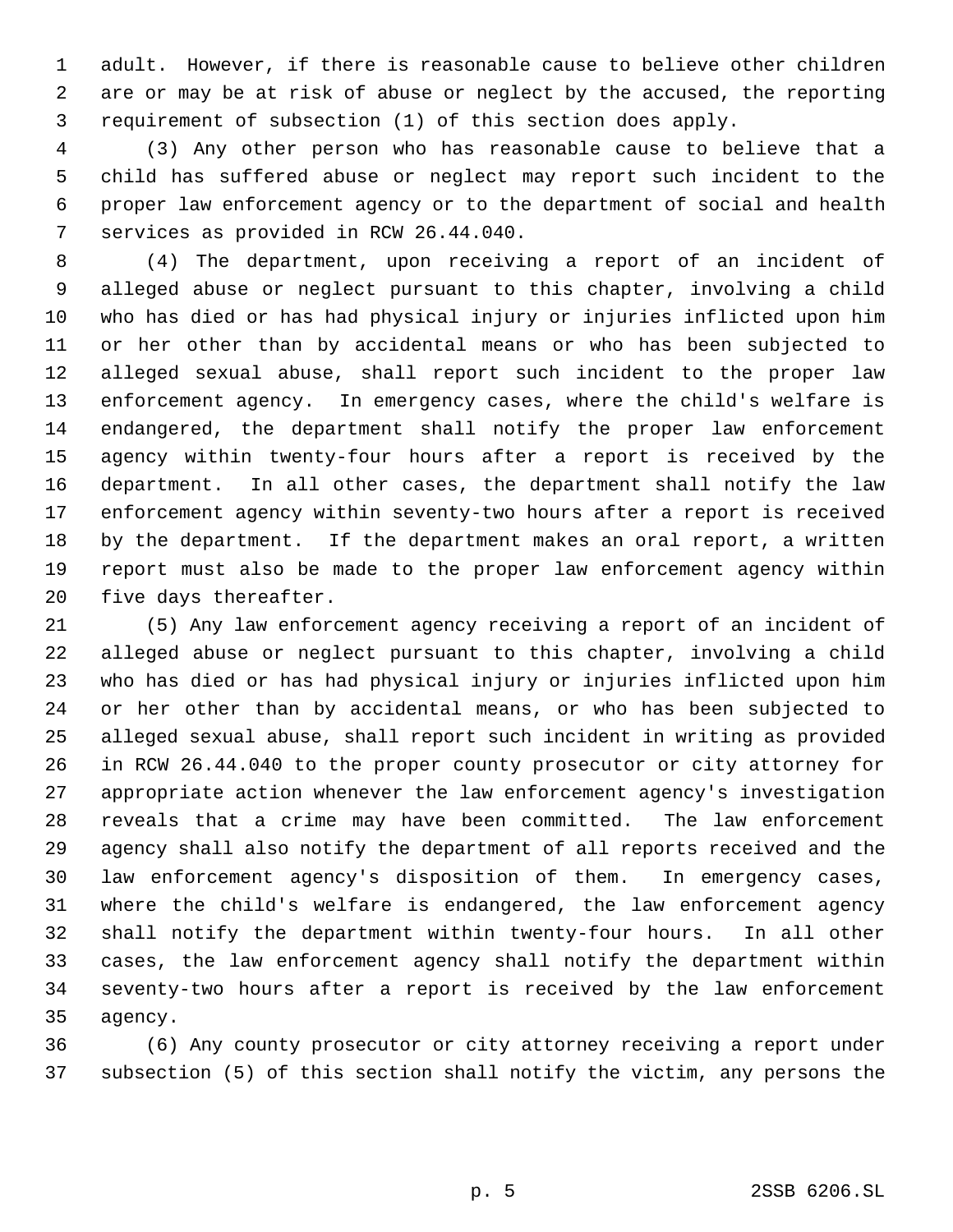adult. However, if there is reasonable cause to believe other children are or may be at risk of abuse or neglect by the accused, the reporting requirement of subsection (1) of this section does apply.

(3) Any other person who has reasonable cause to believe that a child has suffered abuse or neglect may report such incident to the proper law enforcement agency or to the department of social and health services as provided in RCW 26.44.040.

(4) The department, upon receiving a report of an incident of alleged abuse or neglect pursuant to this chapter, involving a child who has died or has had physical injury or injuries inflicted upon him or her other than by accidental means or who has been subjected to alleged sexual abuse, shall report such incident to the proper law enforcement agency. In emergency cases, where the child's welfare is endangered, the department shall notify the proper law enforcement agency within twenty-four hours after a report is received by the department. In all other cases, the department shall notify the law enforcement agency within seventy-two hours after a report is received by the department. If the department makes an oral report, a written report must also be made to the proper law enforcement agency within five days thereafter.

(5) Any law enforcement agency receiving a report of an incident of alleged abuse or neglect pursuant to this chapter, involving a child who has died or has had physical injury or injuries inflicted upon him or her other than by accidental means, or who has been subjected to alleged sexual abuse, shall report such incident in writing as provided in RCW 26.44.040 to the proper county prosecutor or city attorney for appropriate action whenever the law enforcement agency's investigation reveals that a crime may have been committed. The law enforcement agency shall also notify the department of all reports received and the law enforcement agency's disposition of them. In emergency cases, where the child's welfare is endangered, the law enforcement agency shall notify the department within twenty-four hours. In all other cases, the law enforcement agency shall notify the department within seventy-two hours after a report is received by the law enforcement agency.

(6) Any county prosecutor or city attorney receiving a report under subsection (5) of this section shall notify the victim, any persons the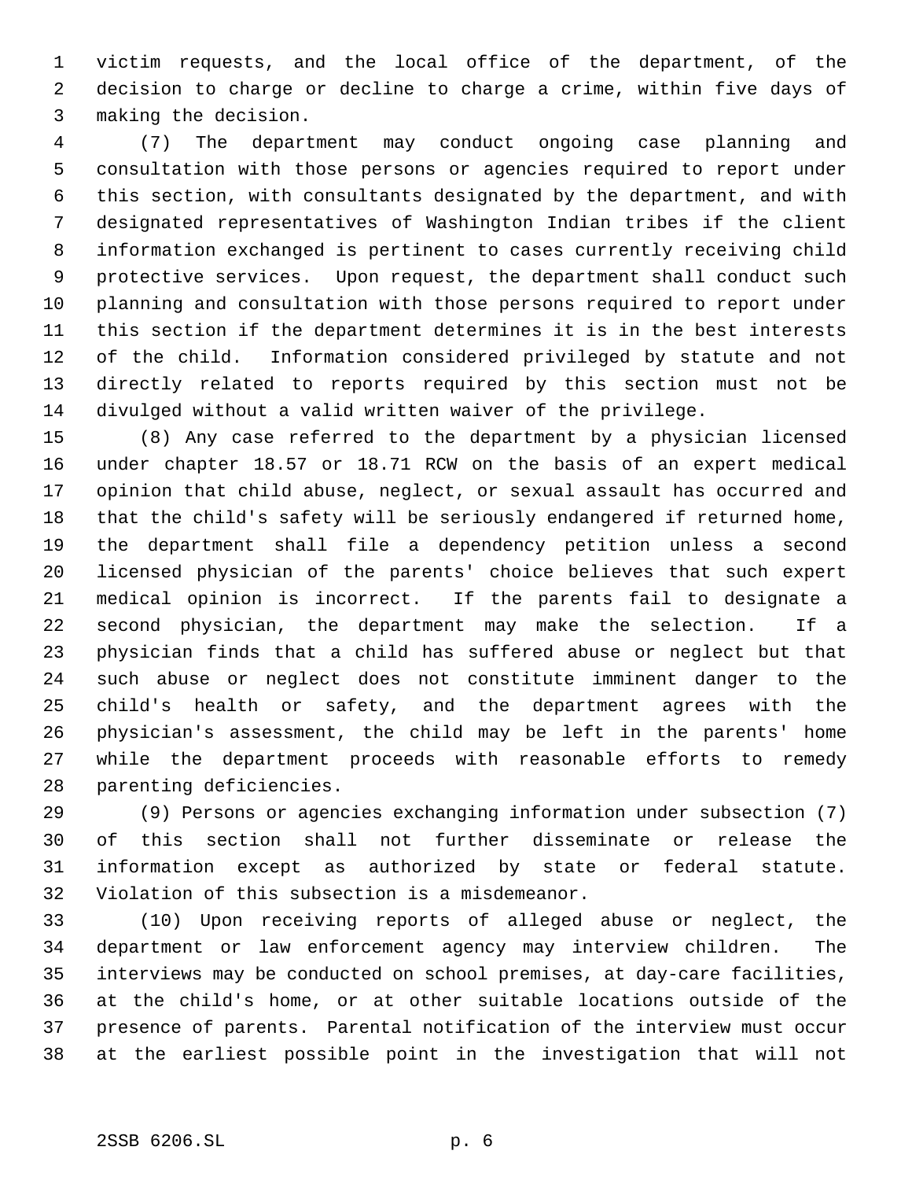victim requests, and the local office of the department, of the decision to charge or decline to charge a crime, within five days of making the decision.

(7) The department may conduct ongoing case planning and consultation with those persons or agencies required to report under this section, with consultants designated by the department, and with designated representatives of Washington Indian tribes if the client information exchanged is pertinent to cases currently receiving child protective services. Upon request, the department shall conduct such planning and consultation with those persons required to report under this section if the department determines it is in the best interests of the child. Information considered privileged by statute and not directly related to reports required by this section must not be divulged without a valid written waiver of the privilege.

(8) Any case referred to the department by a physician licensed under chapter 18.57 or 18.71 RCW on the basis of an expert medical opinion that child abuse, neglect, or sexual assault has occurred and that the child's safety will be seriously endangered if returned home, the department shall file a dependency petition unless a second licensed physician of the parents' choice believes that such expert medical opinion is incorrect. If the parents fail to designate a second physician, the department may make the selection. If a physician finds that a child has suffered abuse or neglect but that such abuse or neglect does not constitute imminent danger to the child's health or safety, and the department agrees with the physician's assessment, the child may be left in the parents' home while the department proceeds with reasonable efforts to remedy parenting deficiencies.

(9) Persons or agencies exchanging information under subsection (7) of this section shall not further disseminate or release the information except as authorized by state or federal statute. Violation of this subsection is a misdemeanor.

(10) Upon receiving reports of alleged abuse or neglect, the department or law enforcement agency may interview children. The interviews may be conducted on school premises, at day-care facilities, at the child's home, or at other suitable locations outside of the presence of parents. Parental notification of the interview must occur at the earliest possible point in the investigation that will not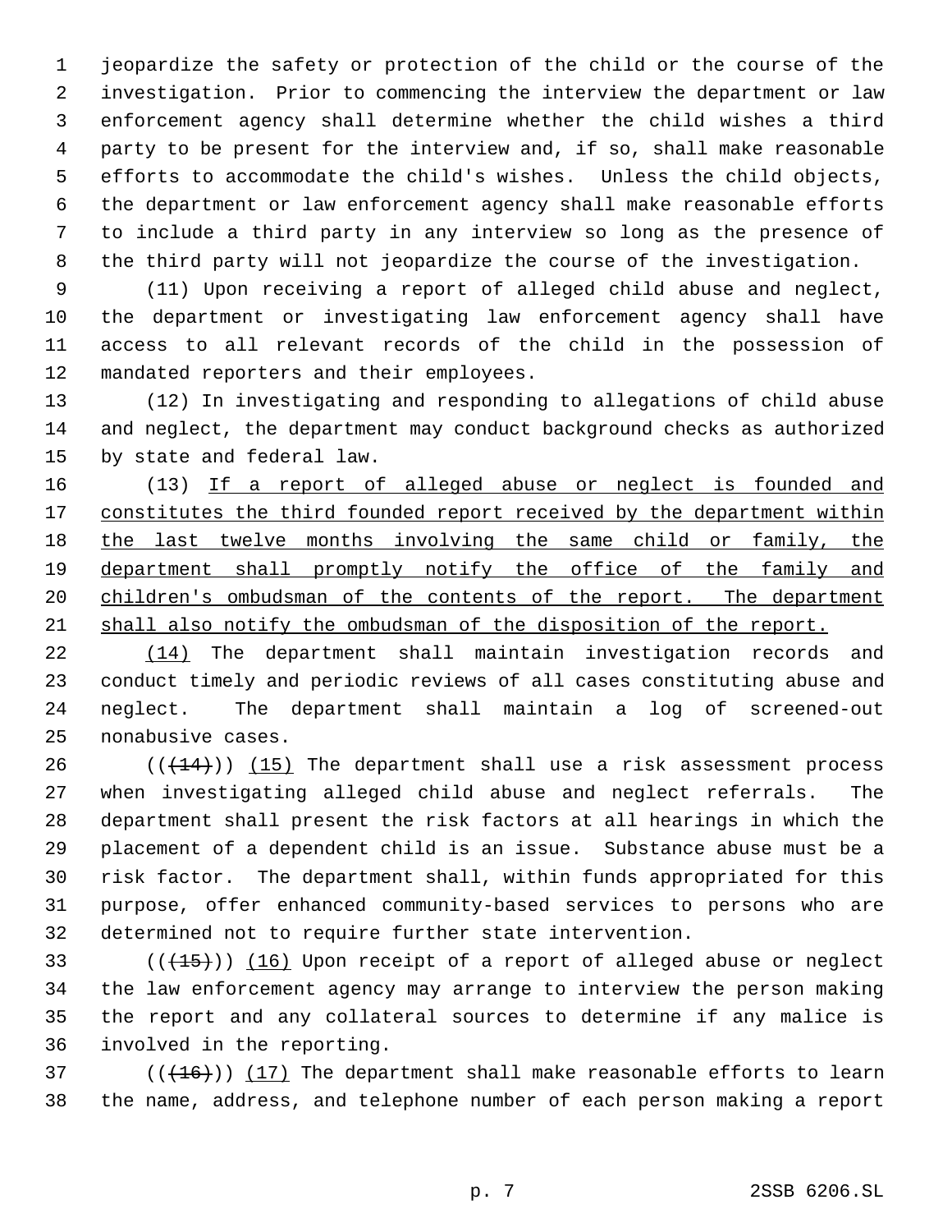jeopardize the safety or protection of the child or the course of the investigation. Prior to commencing the interview the department or law enforcement agency shall determine whether the child wishes a third party to be present for the interview and, if so, shall make reasonable efforts to accommodate the child's wishes. Unless the child objects, the department or law enforcement agency shall make reasonable efforts to include a third party in any interview so long as the presence of the third party will not jeopardize the course of the investigation.

(11) Upon receiving a report of alleged child abuse and neglect, the department or investigating law enforcement agency shall have access to all relevant records of the child in the possession of mandated reporters and their employees.

(12) In investigating and responding to allegations of child abuse and neglect, the department may conduct background checks as authorized by state and federal law.

(13) If a report of alleged abuse or neglect is founded and constitutes the third founded report received by the department within the last twelve months involving the same child or family, the department shall promptly notify the office of the family and children's ombudsman of the contents of the report. The department shall also notify the ombudsman of the disposition of the report.

(14) The department shall maintain investigation records and conduct timely and periodic reviews of all cases constituting abuse and neglect. The department shall maintain a log of screened-out nonabusive cases.

(((14))) (15) The department shall use a risk assessment process when investigating alleged child abuse and neglect referrals. The department shall present the risk factors at all hearings in which the placement of a dependent child is an issue. Substance abuse must be a risk factor. The department shall, within funds appropriated for this purpose, offer enhanced community-based services to persons who are determined not to require further state intervention.

(((15))) (16) Upon receipt of a report of alleged abuse or neglect the law enforcement agency may arrange to interview the person making the report and any collateral sources to determine if any malice is involved in the reporting.

(((16))) (17) The department shall make reasonable efforts to learn the name, address, and telephone number of each person making a report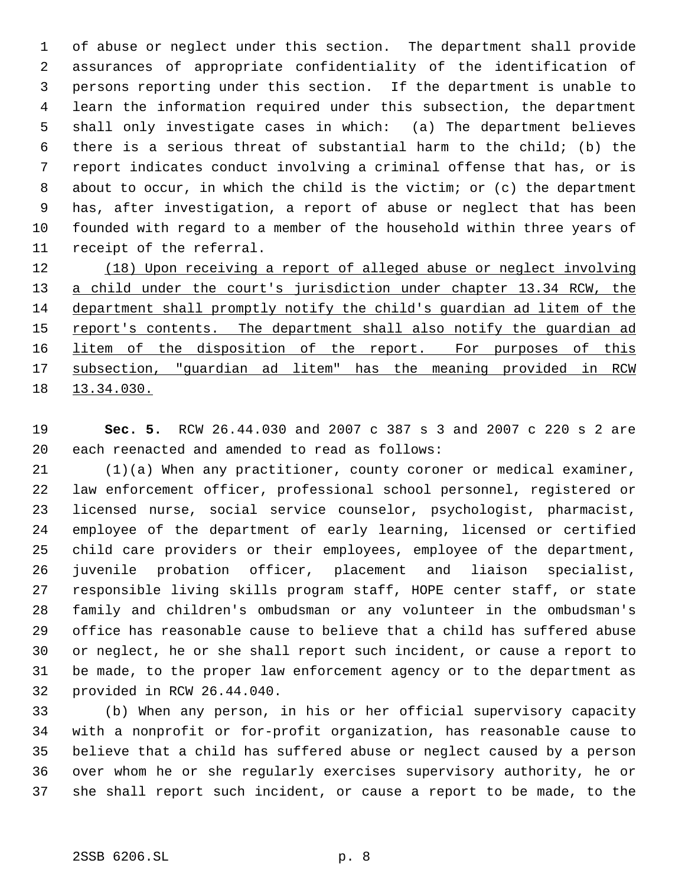of abuse or neglect under this section. The department shall provide assurances of appropriate confidentiality of the identification of persons reporting under this section. If the department is unable to learn the information required under this subsection, the department shall only investigate cases in which: (a) The department believes there is a serious threat of substantial harm to the child; (b) the report indicates conduct involving a criminal offense that has, or is about to occur, in which the child is the victim; or (c) the department has, after investigation, a report of abuse or neglect that has been founded with regard to a member of the household within three years of receipt of the referral.

<u>(18) Upon receiving a report of alleged abuse or neglect involving a child under the court's jurisdiction under chapter 13.34 RCW, the department shall promptly notify the child's guardian ad litem of the report's contents. The department shall also notify the guardian ad litem of the disposition of the report. For purposes of this subsection, "guardian ad litem" has the meaning provided in RCW 13.34.030.</u>

**Sec. 5.** RCW 26.44.030 and 2007 c 387 s 3 and 2007 c 220 s 2 are each reenacted and amended to read as follows:

(1)(a) When any practitioner, county coroner or medical examiner, law enforcement officer, professional school personnel, registered or licensed nurse, social service counselor, psychologist, pharmacist, employee of the department of early learning, licensed or certified child care providers or their employees, employee of the department, juvenile probation officer, placement and liaison specialist, responsible living skills program staff, HOPE center staff, or state family and children's ombudsman or any volunteer in the ombudsman's office has reasonable cause to believe that a child has suffered abuse or neglect, he or she shall report such incident, or cause a report to be made, to the proper law enforcement agency or to the department as provided in RCW 26.44.040.

(b) When any person, in his or her official supervisory capacity with a nonprofit or for-profit organization, has reasonable cause to believe that a child has suffered abuse or neglect caused by a person over whom he or she regularly exercises supervisory authority, he or she shall report such incident, or cause a report to be made, to the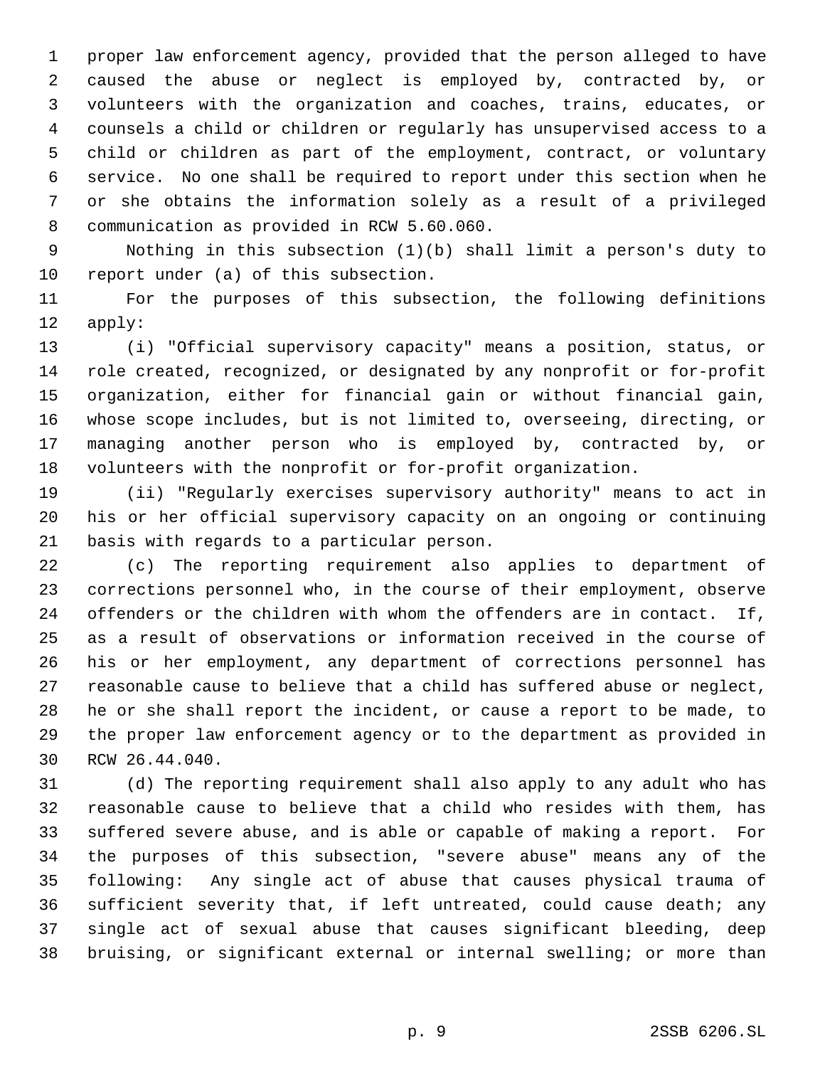proper law enforcement agency, provided that the person alleged to have caused the abuse or neglect is employed by, contracted by, or volunteers with the organization and coaches, trains, educates, or counsels a child or children or regularly has unsupervised access to a child or children as part of the employment, contract, or voluntary service. No one shall be required to report under this section when he or she obtains the information solely as a result of a privileged communication as provided in RCW 5.60.060.

Nothing in this subsection (1)(b) shall limit a person's duty to report under (a) of this subsection.

For the purposes of this subsection, the following definitions apply:

(i) "Official supervisory capacity" means a position, status, or role created, recognized, or designated by any nonprofit or for-profit organization, either for financial gain or without financial gain, whose scope includes, but is not limited to, overseeing, directing, or managing another person who is employed by, contracted by, or volunteers with the nonprofit or for-profit organization.

(ii) "Regularly exercises supervisory authority" means to act in his or her official supervisory capacity on an ongoing or continuing basis with regards to a particular person.

(c) The reporting requirement also applies to department of corrections personnel who, in the course of their employment, observe offenders or the children with whom the offenders are in contact. If, as a result of observations or information received in the course of his or her employment, any department of corrections personnel has reasonable cause to believe that a child has suffered abuse or neglect, he or she shall report the incident, or cause a report to be made, to the proper law enforcement agency or to the department as provided in RCW 26.44.040.

(d) The reporting requirement shall also apply to any adult who has reasonable cause to believe that a child who resides with them, has suffered severe abuse, and is able or capable of making a report. For the purposes of this subsection, "severe abuse" means any of the following: Any single act of abuse that causes physical trauma of sufficient severity that, if left untreated, could cause death; any single act of sexual abuse that causes significant bleeding, deep bruising, or significant external or internal swelling; or more than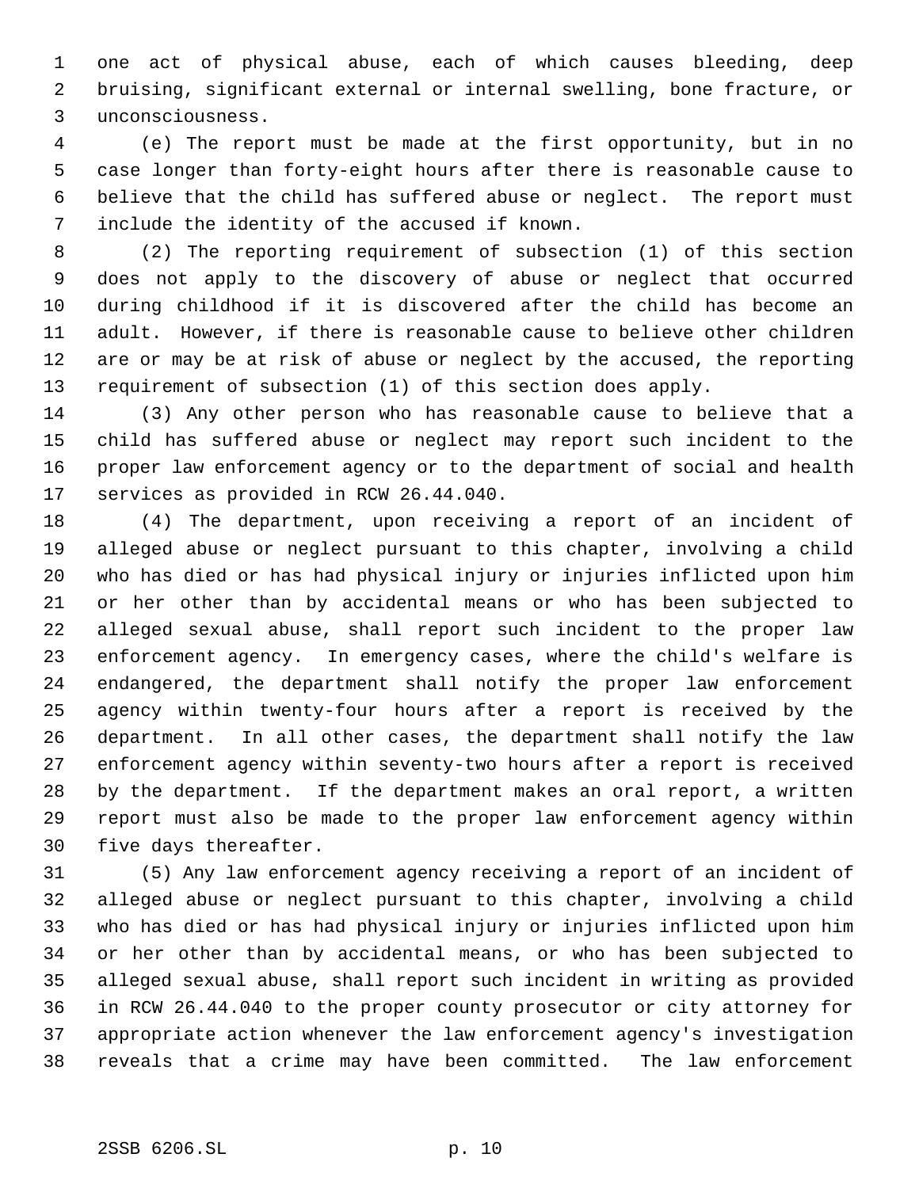one act of physical abuse, each of which causes bleeding, deep bruising, significant external or internal swelling, bone fracture, or unconsciousness.

(e) The report must be made at the first opportunity, but in no case longer than forty-eight hours after there is reasonable cause to believe that the child has suffered abuse or neglect. The report must include the identity of the accused if known.

(2) The reporting requirement of subsection (1) of this section does not apply to the discovery of abuse or neglect that occurred during childhood if it is discovered after the child has become an adult. However, if there is reasonable cause to believe other children are or may be at risk of abuse or neglect by the accused, the reporting requirement of subsection (1) of this section does apply.

(3) Any other person who has reasonable cause to believe that a child has suffered abuse or neglect may report such incident to the proper law enforcement agency or to the department of social and health services as provided in RCW 26.44.040.

(4) The department, upon receiving a report of an incident of alleged abuse or neglect pursuant to this chapter, involving a child who has died or has had physical injury or injuries inflicted upon him or her other than by accidental means or who has been subjected to alleged sexual abuse, shall report such incident to the proper law enforcement agency. In emergency cases, where the child's welfare is endangered, the department shall notify the proper law enforcement agency within twenty-four hours after a report is received by the department. In all other cases, the department shall notify the law enforcement agency within seventy-two hours after a report is received by the department. If the department makes an oral report, a written report must also be made to the proper law enforcement agency within five days thereafter.

(5) Any law enforcement agency receiving a report of an incident of alleged abuse or neglect pursuant to this chapter, involving a child who has died or has had physical injury or injuries inflicted upon him or her other than by accidental means, or who has been subjected to alleged sexual abuse, shall report such incident in writing as provided in RCW 26.44.040 to the proper county prosecutor or city attorney for appropriate action whenever the law enforcement agency's investigation reveals that a crime may have been committed. The law enforcement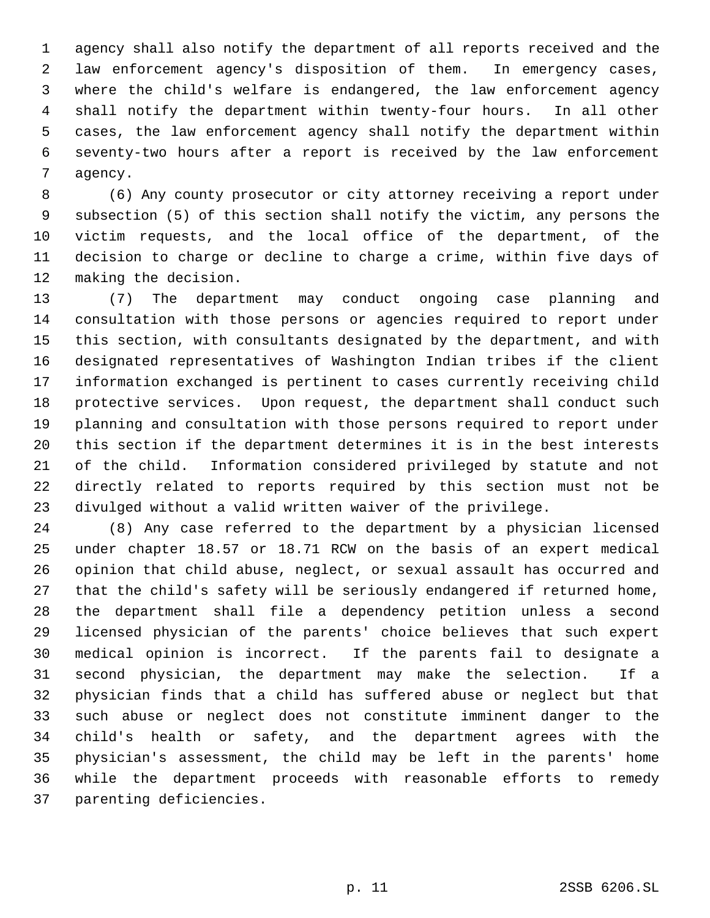agency shall also notify the department of all reports received and the law enforcement agency's disposition of them. In emergency cases, where the child's welfare is endangered, the law enforcement agency shall notify the department within twenty-four hours. In all other cases, the law enforcement agency shall notify the department within seventy-two hours after a report is received by the law enforcement agency.

(6) Any county prosecutor or city attorney receiving a report under subsection (5) of this section shall notify the victim, any persons the victim requests, and the local office of the department, of the decision to charge or decline to charge a crime, within five days of making the decision.

(7) The department may conduct ongoing case planning and consultation with those persons or agencies required to report under this section, with consultants designated by the department, and with designated representatives of Washington Indian tribes if the client information exchanged is pertinent to cases currently receiving child protective services. Upon request, the department shall conduct such planning and consultation with those persons required to report under this section if the department determines it is in the best interests of the child. Information considered privileged by statute and not directly related to reports required by this section must not be divulged without a valid written waiver of the privilege.

(8) Any case referred to the department by a physician licensed under chapter 18.57 or 18.71 RCW on the basis of an expert medical opinion that child abuse, neglect, or sexual assault has occurred and that the child's safety will be seriously endangered if returned home, the department shall file a dependency petition unless a second licensed physician of the parents' choice believes that such expert medical opinion is incorrect. If the parents fail to designate a second physician, the department may make the selection. If a physician finds that a child has suffered abuse or neglect but that such abuse or neglect does not constitute imminent danger to the child's health or safety, and the department agrees with the physician's assessment, the child may be left in the parents' home while the department proceeds with reasonable efforts to remedy parenting deficiencies.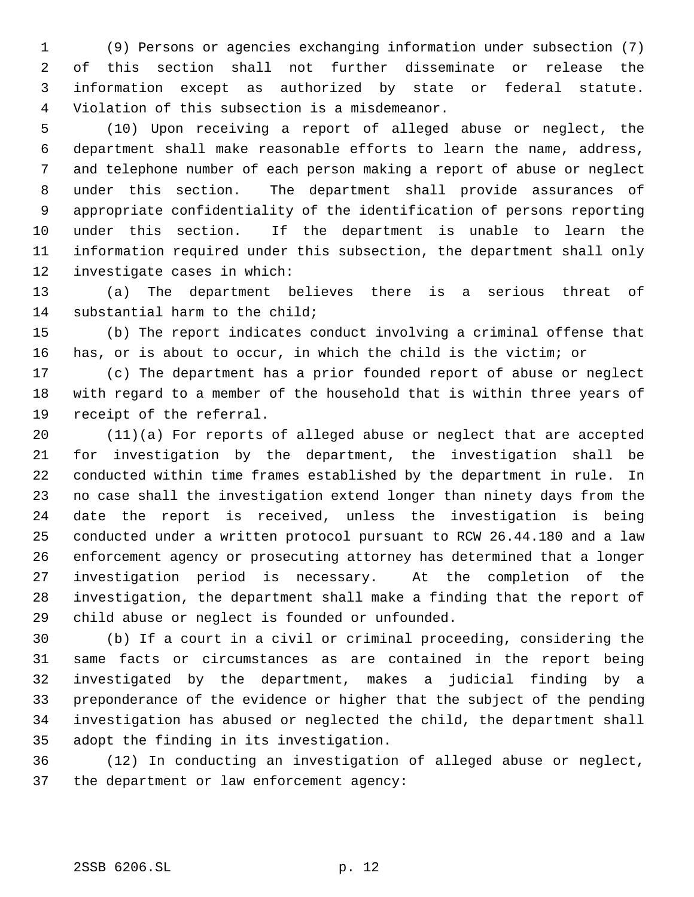(9) Persons or agencies exchanging information under subsection (7) of this section shall not further disseminate or release the information except as authorized by state or federal statute. Violation of this subsection is a misdemeanor.

(10) Upon receiving a report of alleged abuse or neglect, the department shall make reasonable efforts to learn the name, address, and telephone number of each person making a report of abuse or neglect under this section. The department shall provide assurances of appropriate confidentiality of the identification of persons reporting under this section. If the department is unable to learn the information required under this subsection, the department shall only investigate cases in which:

(a) The department believes there is a serious threat of substantial harm to the child;

(b) The report indicates conduct involving a criminal offense that has, or is about to occur, in which the child is the victim; or

(c) The department has a prior founded report of abuse or neglect with regard to a member of the household that is within three years of receipt of the referral.

(11)(a) For reports of alleged abuse or neglect that are accepted for investigation by the department, the investigation shall be conducted within time frames established by the department in rule. In no case shall the investigation extend longer than ninety days from the date the report is received, unless the investigation is being conducted under a written protocol pursuant to RCW 26.44.180 and a law enforcement agency or prosecuting attorney has determined that a longer investigation period is necessary. At the completion of the investigation, the department shall make a finding that the report of child abuse or neglect is founded or unfounded.

(b) If a court in a civil or criminal proceeding, considering the same facts or circumstances as are contained in the report being investigated by the department, makes a judicial finding by a preponderance of the evidence or higher that the subject of the pending investigation has abused or neglected the child, the department shall adopt the finding in its investigation.

(12) In conducting an investigation of alleged abuse or neglect, the department or law enforcement agency: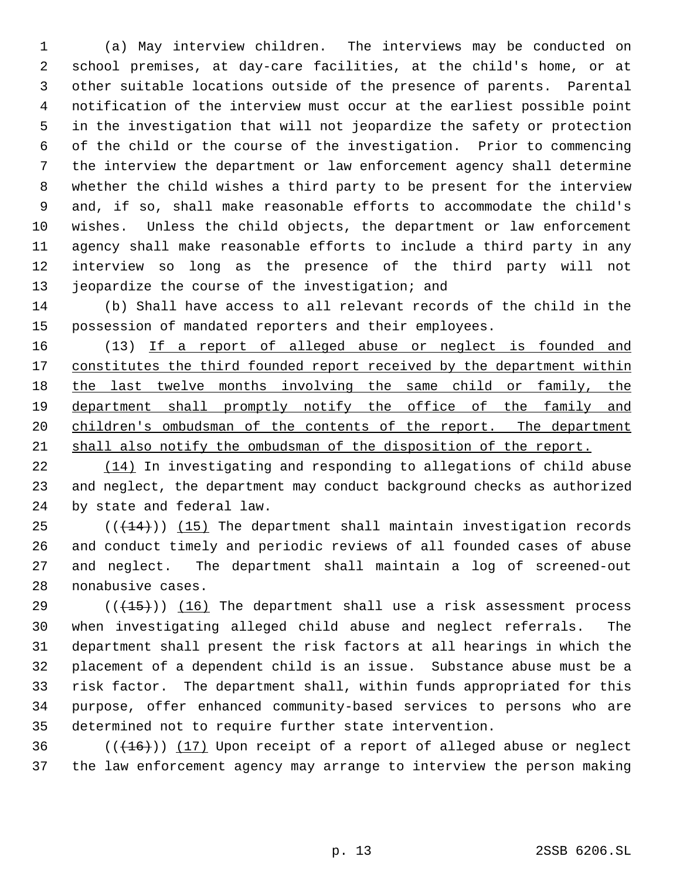(a) May interview children. The interviews may be conducted on school premises, at day-care facilities, at the child's home, or at other suitable locations outside of the presence of parents. Parental notification of the interview must occur at the earliest possible point in the investigation that will not jeopardize the safety or protection of the child or the course of the investigation. Prior to commencing the interview the department or law enforcement agency shall determine whether the child wishes a third party to be present for the interview and, if so, shall make reasonable efforts to accommodate the child's wishes. Unless the child objects, the department or law enforcement agency shall make reasonable efforts to include a third party in any interview so long as the presence of the third party will not jeopardize the course of the investigation; and

(b) Shall have access to all relevant records of the child in the possession of mandated reporters and their employees.

(13) If a report of alleged abuse or neglect is founded and constitutes the third founded report received by the department within the last twelve months involving the same child or family, the department shall promptly notify the office of the family and children's ombudsman of the contents of the report. The department shall also notify the ombudsman of the disposition of the report.

(14) In investigating and responding to allegations of child abuse and neglect, the department may conduct background checks as authorized by state and federal law.

(((14))) (15) The department shall maintain investigation records and conduct timely and periodic reviews of all founded cases of abuse and neglect. The department shall maintain a log of screened-out nonabusive cases.

(((15))) (16) The department shall use a risk assessment process when investigating alleged child abuse and neglect referrals. The department shall present the risk factors at all hearings in which the placement of a dependent child is an issue. Substance abuse must be a risk factor. The department shall, within funds appropriated for this purpose, offer enhanced community-based services to persons who are determined not to require further state intervention.

(((16))) (17) Upon receipt of a report of alleged abuse or neglect the law enforcement agency may arrange to interview the person making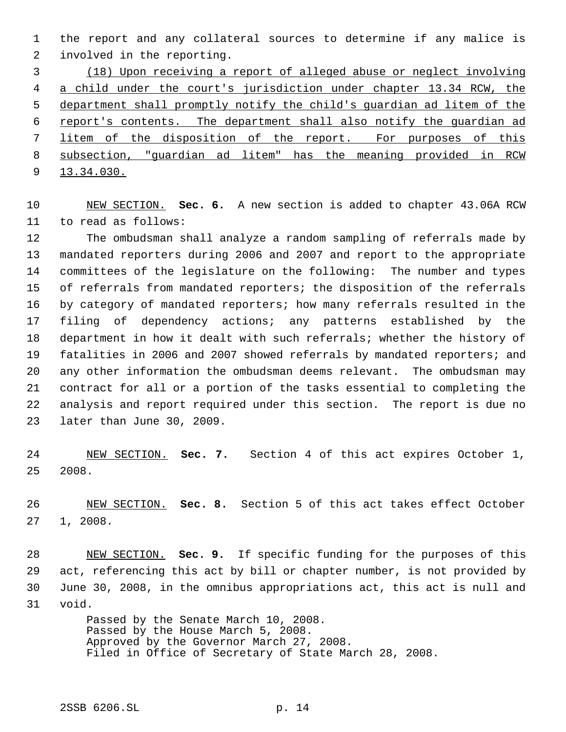the report and any collateral sources to determine if any malice is involved in the reporting.

(18) Upon receiving a report of alleged abuse or neglect involving a child under the court's jurisdiction under chapter 13.34 RCW, the department shall promptly notify the child's guardian ad litem of the report's contents. The department shall also notify the guardian ad litem of the disposition of the report. For purposes of this subsection, "guardian ad litem" has the meaning provided in RCW 13.34.030.

NEW SECTION. **Sec. 6.** A new section is added to chapter 43.06A RCW to read as follows:

The ombudsman shall analyze a random sampling of referrals made by mandated reporters during 2006 and 2007 and report to the appropriate committees of the legislature on the following: The number and types of referrals from mandated reporters; the disposition of the referrals by category of mandated reporters; how many referrals resulted in the filing of dependency actions; any patterns established by the department in how it dealt with such referrals; whether the history of fatalities in 2006 and 2007 showed referrals by mandated reporters; and any other information the ombudsman deems relevant. The ombudsman may contract for all or a portion of the tasks essential to completing the analysis and report required under this section. The report is due no later than June 30, 2009.

NEW SECTION. **Sec. 7.** Section 4 of this act expires October 1, 2008.

NEW SECTION. **Sec. 8.** Section 5 of this act takes effect October 1, 2008.

NEW SECTION. **Sec. 9.** If specific funding for the purposes of this act, referencing this act by bill or chapter number, is not provided by June 30, 2008, in the omnibus appropriations act, this act is null and void.

Passed by the Senate March 10, 2008.
Passed by the House March 5, 2008.
Approved by the Governor March 27, 2008.
Filed in Office of Secretary of State March 28, 2008.